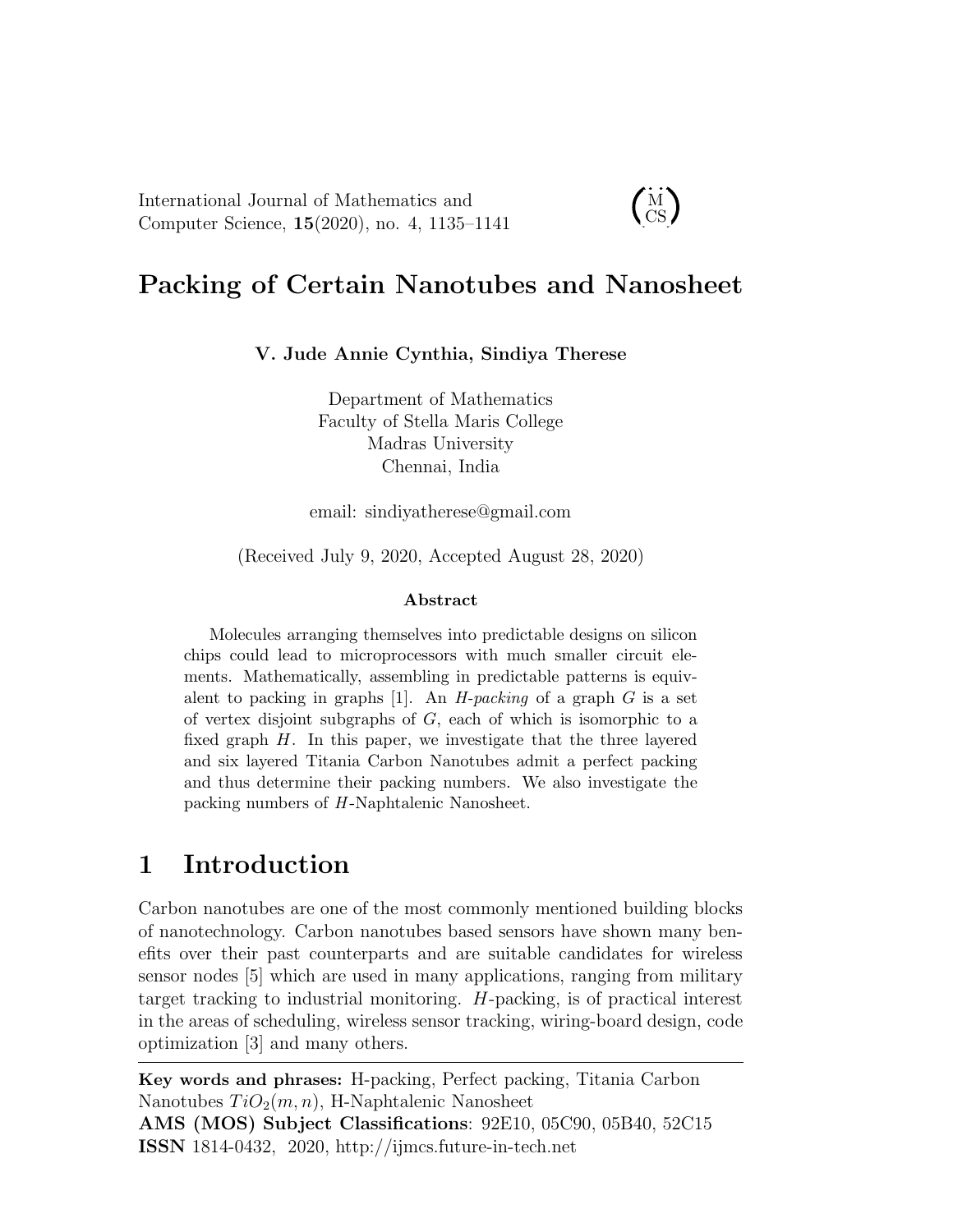International Journal of Mathematics and Computer Science, **15**(2020), no. 4, 1135–1141

# Packing of Certain Nanotubes and Nanosheet

**V. Jude Annie Cynthia, Sindiya Therese**

Department of Mathematics
Faculty of Stella Maris College
Madras University
Chennai, India

email: sindiyatherese@gmail.com

(Received July 9, 2020, Accepted August 28, 2020)

**Abstract**

Molecules arranging themselves into predictable designs on silicon chips could lead to microprocessors with much smaller circuit elements. Mathematically, assembling in predictable patterns is equivalent to packing in graphs [1]. An *H-packing* of a graph $G$ is a set of vertex disjoint subgraphs of $G$, each of which is isomorphic to a fixed graph $H$. In this paper, we investigate that the three layered and six layered Titania Carbon Nanotubes admit a perfect packing and thus determine their packing numbers. We also investigate the packing numbers of $H$-Naphtalenic Nanosheet.

## 1 Introduction

Carbon nanotubes are one of the most commonly mentioned building blocks of nanotechnology. Carbon nanotubes based sensors have shown many benefits over their past counterparts and are suitable candidates for wireless sensor nodes [5] which are used in many applications, ranging from military target tracking to industrial monitoring. $H$-packing, is of practical interest in the areas of scheduling, wireless sensor tracking, wiring-board design, code optimization [3] and many others.

---

**Key words and phrases:** H-packing, Perfect packing, Titania Carbon Nanotubes $TiO_2(m, n)$, H-Naphtalenic Nanosheet
**AMS (MOS) Subject Classifications**: 92E10, 05C90, 05B40, 52C15
**ISSN** 1814-0432, 2020, http://ijmcs.future-in-tech.net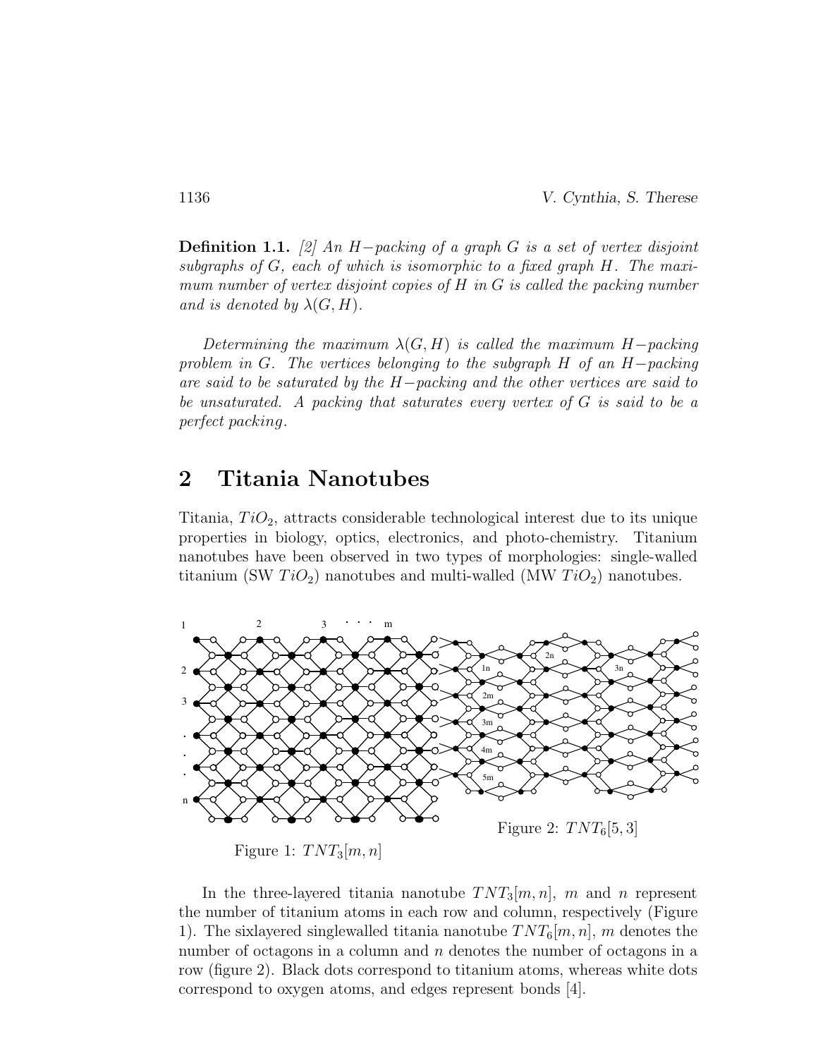**Definition 1.1.** [2] *An $H-$packing of a graph $G$ is a set of vertex disjoint subgraphs of $G$, each of which is isomorphic to a fixed graph $H$. The maximum number of vertex disjoint copies of $H$ in $G$ is called the packing number and is denoted by $\lambda(G, H)$.*

*Determining the maximum $\lambda(G, H)$ is called the maximum $H-$packing problem in $G$. The vertices belonging to the subgraph $H$ of an $H-$packing are said to be saturated by the $H-$packing and the other vertices are said to be unsaturated. A packing that saturates every vertex of $G$ is said to be a perfect packing.*

## 2 Titania Nanotubes

Titania, $TiO_2$, attracts considerable technological interest due to its unique properties in biology, optics, electronics, and photo-chemistry. Titanium nanotubes have been observed in two types of morphologies: single-walled titanium (SW $TiO_2$) nanotubes and multi-walled (MW $TiO_2$) nanotubes.

Figure 1: $TNT_3[m, n]$

Figure 2: $TNT_6[5, 3]$

In the three-layered titania nanotube $TNT_3[m, n]$, $m$ and $n$ represent the number of titanium atoms in each row and column, respectively (Figure 1). The sixlayered singlewalled titania nanotube $TNT_6[m, n]$, $m$ denotes the number of octagons in a column and $n$ denotes the number of octagons in a row (figure 2). Black dots correspond to titanium atoms, whereas white dots correspond to oxygen atoms, and edges represent bonds [4].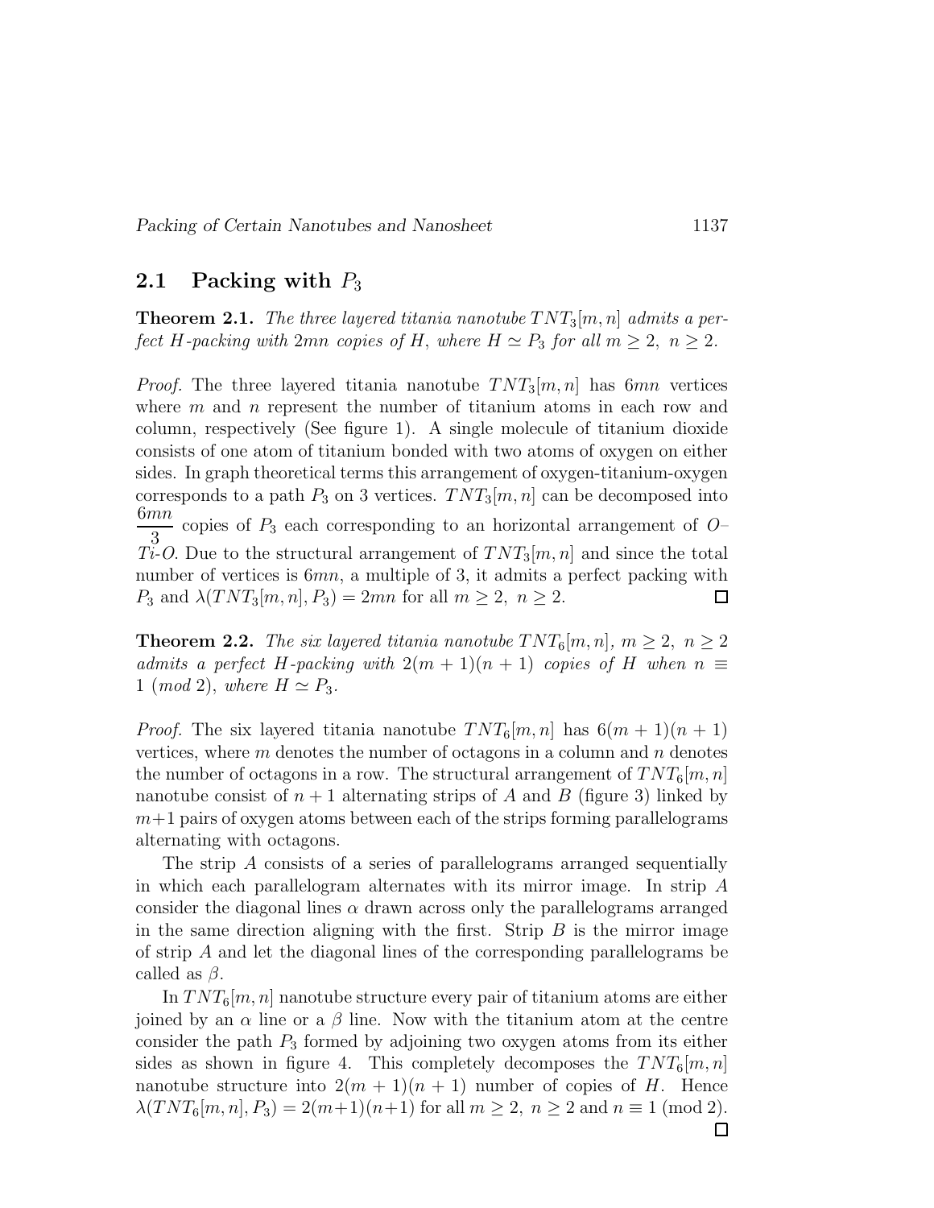## 2.1 Packing with $P_3$

**Theorem 2.1.** *The three layered titania nanotube $TNT_3[m, n]$ admits a perfect $H$-packing with $2mn$ copies of $H$, where $H \simeq P_3$ for all $m \geq 2,\ n \geq 2$.*

*Proof.* The three layered titania nanotube $TNT_3[m, n]$ has $6mn$ vertices where $m$ and $n$ represent the number of titanium atoms in each row and column, respectively (See figure 1). A single molecule of titanium dioxide consists of one atom of titanium bonded with two atoms of oxygen on either sides. In graph theoretical terms this arrangement of oxygen-titanium-oxygen corresponds to a path $P_3$ on 3 vertices. $TNT_3[m, n]$ can be decomposed into $\dfrac{6mn}{3}$ copies of $P_3$ each corresponding to an horizontal arrangement of *O–Ti-O*. Due to the structural arrangement of $TNT_3[m, n]$ and since the total number of vertices is $6mn$, a multiple of 3, it admits a perfect packing with $P_3$ and $\lambda(TNT_3[m, n], P_3) = 2mn$ for all $m \geq 2,\ n \geq 2$. □

**Theorem 2.2.** *The six layered titania nanotube $TNT_6[m, n]$, $m \geq 2,\ n \geq 2$ admits a perfect $H$-packing with $2(m + 1)(n + 1)$ copies of $H$ when $n \equiv 1\ (mod\ 2)$, where $H \simeq P_3$.*

*Proof.* The six layered titania nanotube $TNT_6[m, n]$ has $6(m + 1)(n + 1)$ vertices, where $m$ denotes the number of octagons in a column and $n$ denotes the number of octagons in a row. The structural arrangement of $TNT_6[m, n]$ nanotube consist of $n + 1$ alternating strips of $A$ and $B$ (figure 3) linked by $m+1$ pairs of oxygen atoms between each of the strips forming parallelograms alternating with octagons.

The strip $A$ consists of a series of parallelograms arranged sequentially in which each parallelogram alternates with its mirror image. In strip $A$ consider the diagonal lines $\alpha$ drawn across only the parallelograms arranged in the same direction aligning with the first. Strip $B$ is the mirror image of strip $A$ and let the diagonal lines of the corresponding parallelograms be called as $\beta$.

In $TNT_6[m, n]$ nanotube structure every pair of titanium atoms are either joined by an $\alpha$ line or a $\beta$ line. Now with the titanium atom at the centre consider the path $P_3$ formed by adjoining two oxygen atoms from its either sides as shown in figure 4. This completely decomposes the $TNT_6[m, n]$ nanotube structure into $2(m + 1)(n + 1)$ number of copies of $H$. Hence $\lambda(TNT_6[m, n], P_3) = 2(m+1)(n+1)$ for all $m \geq 2,\ n \geq 2$ and $n \equiv 1\ (\text{mod}\ 2)$. □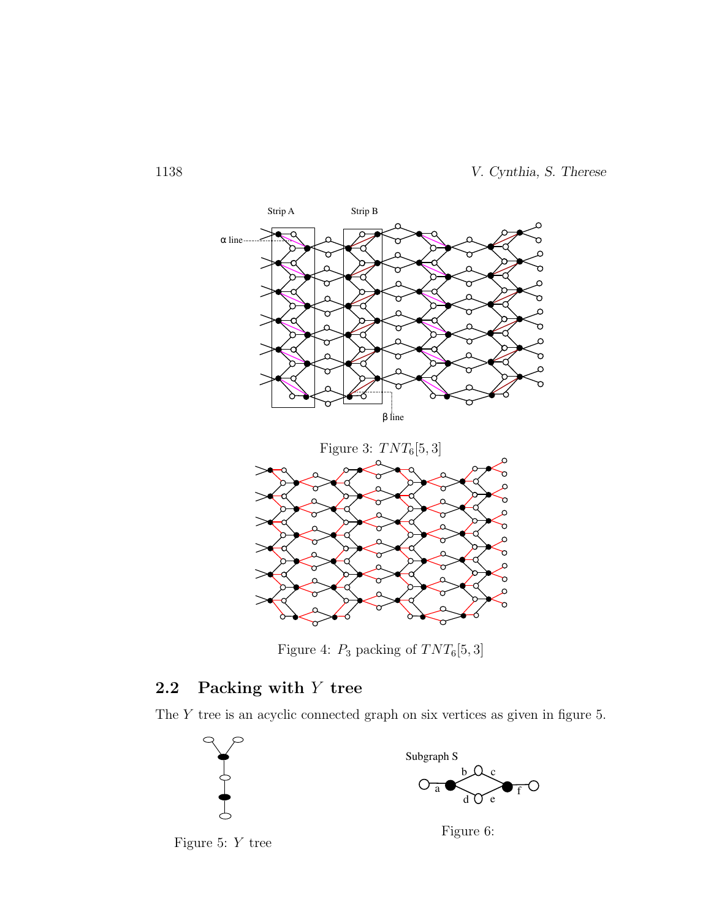Figure 3: $TNT_6[5,3]$

Figure 4: $P_3$ packing of $TNT_6[5,3]$

## 2.2 Packing with $Y$ tree

The $Y$ tree is an acyclic connected graph on six vertices as given in figure 5.

Figure 5: $Y$ tree

Figure 6: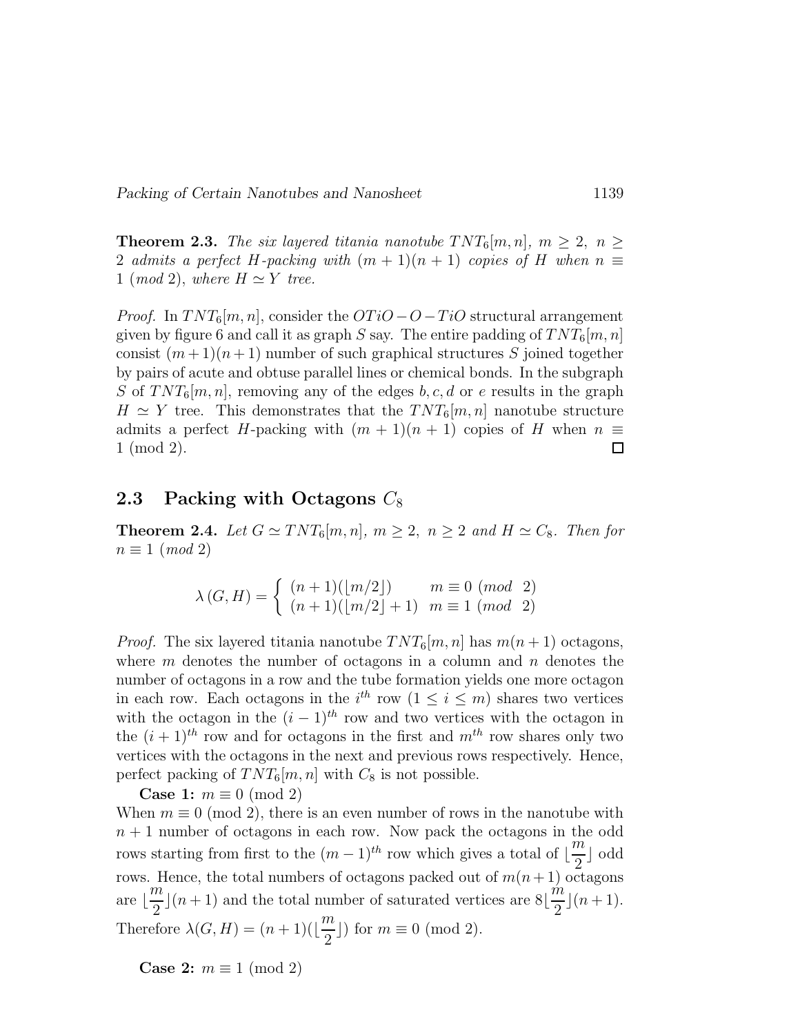**Theorem 2.3.** *The six layered titania nanotube $TNT_6[m, n]$, $m \geq 2$, $n \geq 2$ admits a perfect $H$-packing with $(m + 1)(n + 1)$ copies of $H$ when $n \equiv 1 \ (mod\ 2)$, where $H \simeq Y$ tree.*

*Proof.* In $TNT_6[m, n]$, consider the $OTiO - O - TiO$ structural arrangement given by figure 6 and call it as graph $S$ say. The entire padding of $TNT_6[m, n]$ consist $(m+1)(n+1)$ number of such graphical structures $S$ joined together by pairs of acute and obtuse parallel lines or chemical bonds. In the subgraph $S$ of $TNT_6[m, n]$, removing any of the edges $b, c, d$ or $e$ results in the graph $H \simeq Y$ tree. This demonstrates that the $TNT_6[m, n]$ nanotube structure admits a perfect $H$-packing with $(m + 1)(n + 1)$ copies of $H$ when $n \equiv 1 \pmod 2$. □

## 2.3 Packing with Octagons $C_8$

**Theorem 2.4.** *Let $G \simeq TNT_6[m, n]$, $m \geq 2$, $n \geq 2$ and $H \simeq C_8$. Then for $n \equiv 1 \ (mod\ 2)$*

$$\lambda\left(G, H\right) = \begin{cases} (n+1)(\lfloor m/2 \rfloor) & m \equiv 0 \ (mod \ \ 2) \\ (n+1)(\lfloor m/2 \rfloor + 1) & m \equiv 1 \ (mod \ \ 2) \end{cases}$$

*Proof.* The six layered titania nanotube $TNT_6[m, n]$ has $m(n + 1)$ octagons, where $m$ denotes the number of octagons in a column and $n$ denotes the number of octagons in a row and the tube formation yields one more octagon in each row. Each octagons in the $i^{th}$ row $(1 \leq i \leq m)$ shares two vertices with the octagon in the $(i - 1)^{th}$ row and two vertices with the octagon in the $(i + 1)^{th}$ row and for octagons in the first and $m^{th}$ row shares only two vertices with the octagons in the next and previous rows respectively. Hence, perfect packing of $TNT_6[m, n]$ with $C_8$ is not possible.

**Case 1:** $m \equiv 0 \pmod 2$

When $m \equiv 0 \pmod 2$, there is an even number of rows in the nanotube with $n + 1$ number of octagons in each row. Now pack the octagons in the odd rows starting from first to the $(m - 1)^{th}$ row which gives a total of $\lfloor \frac{m}{2} \rfloor$ odd rows. Hence, the total numbers of octagons packed out of $m(n+1)$ octagons are $\lfloor \frac{m}{2} \rfloor (n + 1)$ and the total number of saturated vertices are $8\lfloor \frac{m}{2} \rfloor (n + 1)$. Therefore $\lambda(G, H) = (n + 1)(\lfloor \frac{m}{2} \rfloor)$ for $m \equiv 0 \pmod 2$.

**Case 2:** $m \equiv 1 \pmod 2$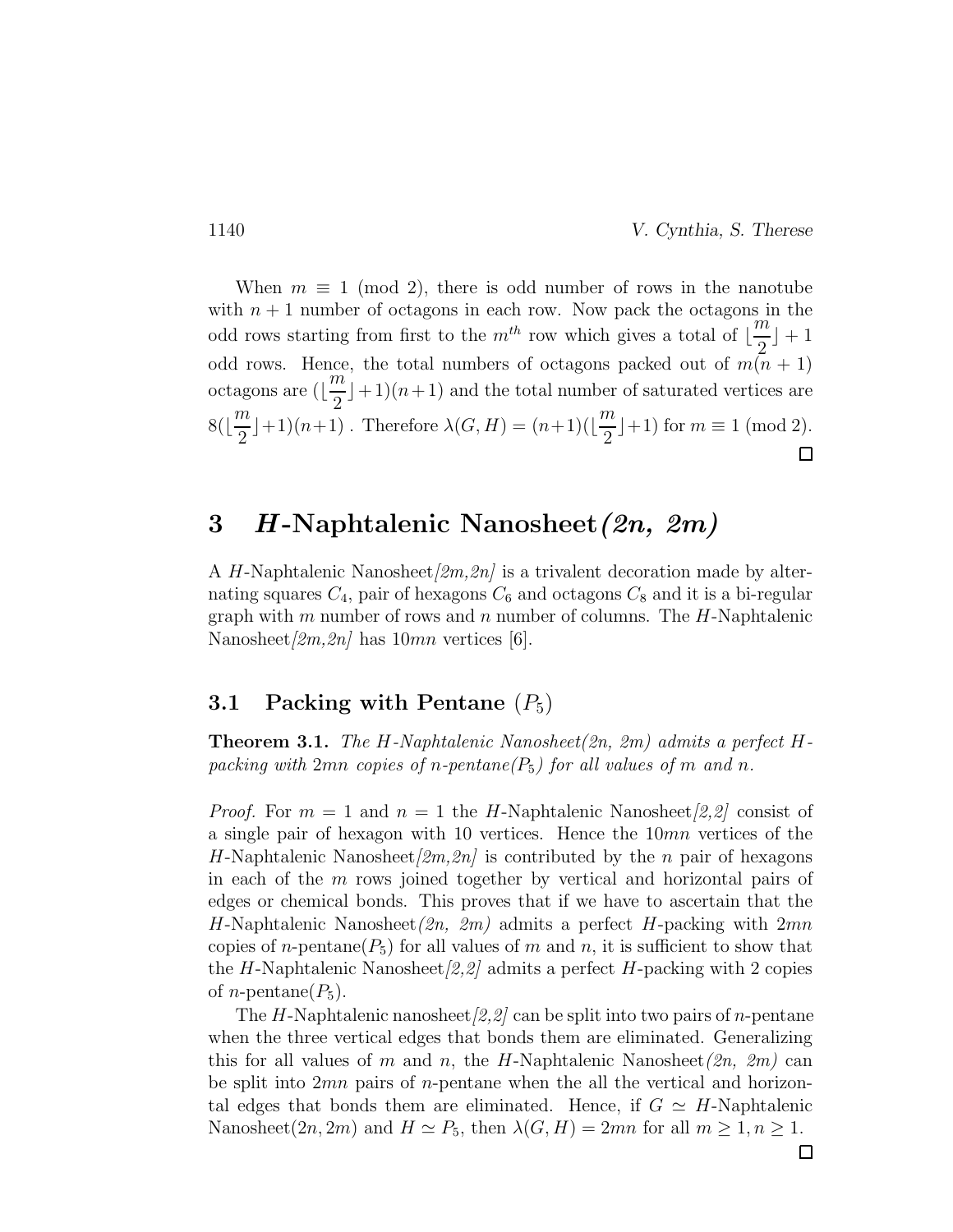When $m \equiv 1 \pmod 2$, there is odd number of rows in the nanotube with $n+1$ number of octagons in each row. Now pack the octagons in the odd rows starting from first to the $m^{th}$ row which gives a total of $\lfloor \frac{m}{2} \rfloor + 1$ odd rows. Hence, the total numbers of octagons packed out of $m(n+1)$ octagons are $(\lfloor \frac{m}{2} \rfloor + 1)(n+1)$ and the total number of saturated vertices are $8(\lfloor \frac{m}{2} \rfloor + 1)(n+1)$ . Therefore $\lambda(G, H) = (n+1)(\lfloor \frac{m}{2} \rfloor + 1)$ for $m \equiv 1 \pmod 2$. □

## 3 *H*-Naphtalenic Nanosheet*(2n, 2m)*

A $H$-Naphtalenic Nanosheet*[2m,2n]* is a trivalent decoration made by alternating squares $C_4$, pair of hexagons $C_6$ and octagons $C_8$ and it is a bi-regular graph with $m$ number of rows and $n$ number of columns. The $H$-Naphtalenic Nanosheet*[2m,2n]* has $10mn$ vertices [6].

### 3.1 Packing with Pentane ($P_5$)

**Theorem 3.1.** *The H-Naphtalenic Nanosheet(2n, 2m) admits a perfect H-packing with $2mn$ copies of n-pentane($P_5$) for all values of m and n.*

*Proof.* For $m = 1$ and $n = 1$ the $H$-Naphtalenic Nanosheet*[2,2]* consist of a single pair of hexagon with 10 vertices. Hence the $10mn$ vertices of the $H$-Naphtalenic Nanosheet*[2m,2n]* is contributed by the $n$ pair of hexagons in each of the $m$ rows joined together by vertical and horizontal pairs of edges or chemical bonds. This proves that if we have to ascertain that the $H$-Naphtalenic Nanosheet*(2n, 2m)* admits a perfect $H$-packing with $2mn$ copies of $n$-pentane($P_5$) for all values of $m$ and $n$, it is sufficient to show that the $H$-Naphtalenic Nanosheet*[2,2]* admits a perfect $H$-packing with 2 copies of $n$-pentane($P_5$).

The $H$-Naphtalenic nanosheet*[2,2]* can be split into two pairs of $n$-pentane when the three vertical edges that bonds them are eliminated. Generalizing this for all values of $m$ and $n$, the $H$-Naphtalenic Nanosheet*(2n, 2m)* can be split into $2mn$ pairs of $n$-pentane when the all the vertical and horizontal edges that bonds them are eliminated. Hence, if $G \simeq H$-Naphtalenic Nanosheet$(2n, 2m)$ and $H \simeq P_5$, then $\lambda(G, H) = 2mn$ for all $m \geq 1, n \geq 1$. □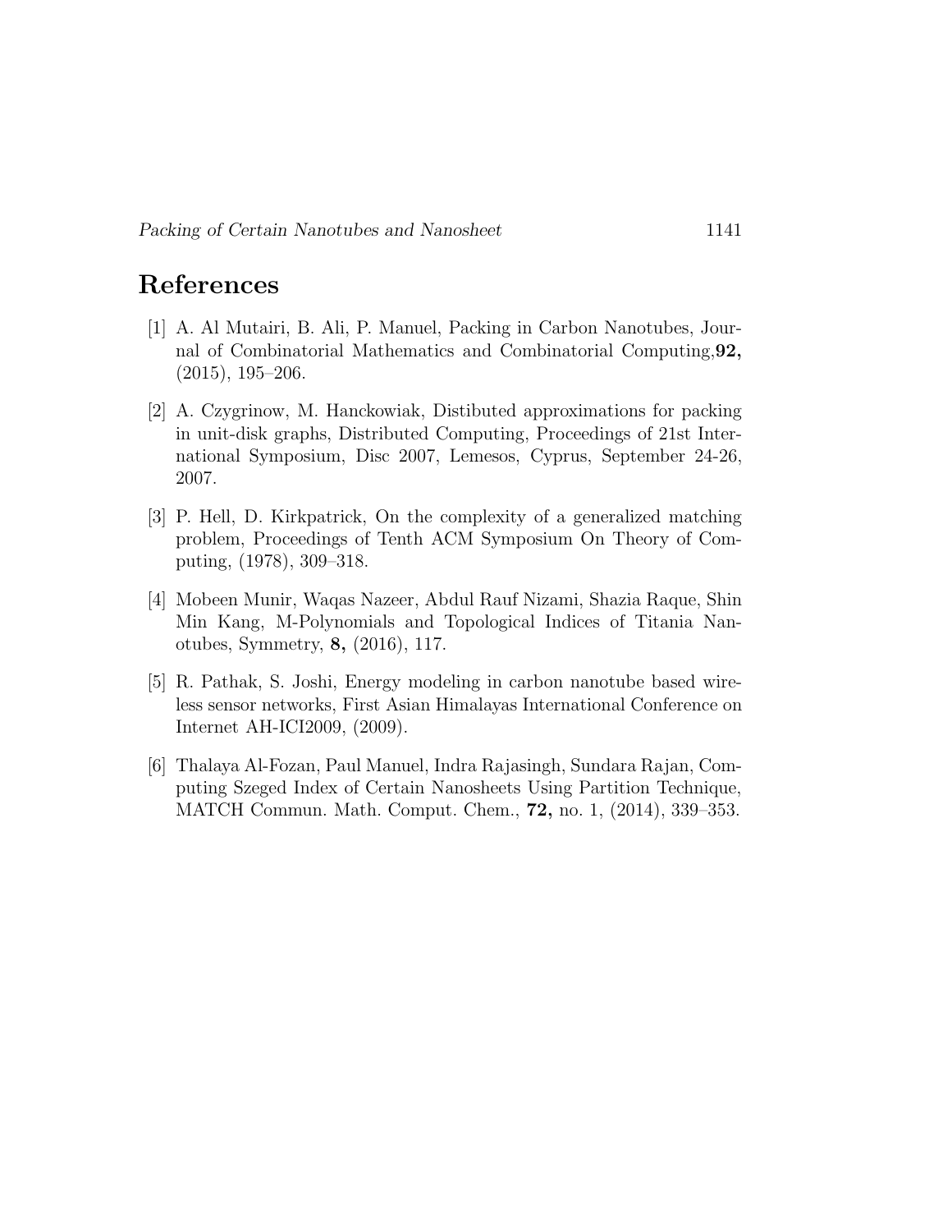# References

[1] A. Al Mutairi, B. Ali, P. Manuel, Packing in Carbon Nanotubes, Journal of Combinatorial Mathematics and Combinatorial Computing,**92,** (2015), 195–206.

[2] A. Czygrinow, M. Hanckowiak, Distibuted approximations for packing in unit-disk graphs, Distributed Computing, Proceedings of 21st International Symposium, Disc 2007, Lemesos, Cyprus, September 24-26, 2007.

[3] P. Hell, D. Kirkpatrick, On the complexity of a generalized matching problem, Proceedings of Tenth ACM Symposium On Theory of Computing, (1978), 309–318.

[4] Mobeen Munir, Waqas Nazeer, Abdul Rauf Nizami, Shazia Raque, Shin Min Kang, M-Polynomials and Topological Indices of Titania Nanotubes, Symmetry, **8,** (2016), 117.

[5] R. Pathak, S. Joshi, Energy modeling in carbon nanotube based wireless sensor networks, First Asian Himalayas International Conference on Internet AH-ICI2009, (2009).

[6] Thalaya Al-Fozan, Paul Manuel, Indra Rajasingh, Sundara Rajan, Computing Szeged Index of Certain Nanosheets Using Partition Technique, MATCH Commun. Math. Comput. Chem., **72,** no. 1, (2014), 339–353.